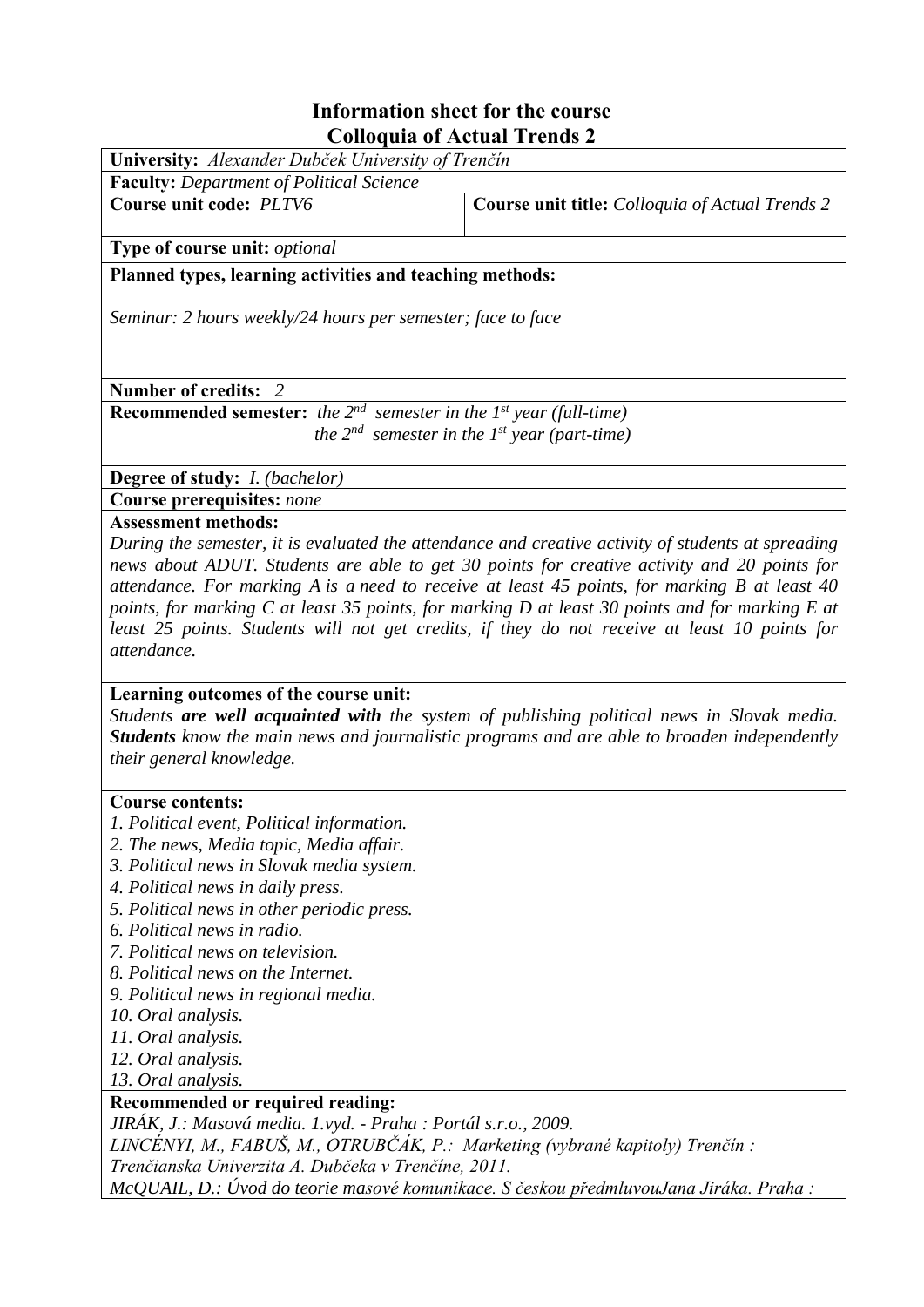# Information sheet for the course
# Colloquia of Actual Trends 2

**University:** *Alexander Dubček University of Trenčín*

**Faculty:** *Department of Political Science*

| **Course unit code:** *PLTV6* | **Course unit title:** *Colloquia of Actual Trends 2* |
|---|---|

**Type of course unit:** *optional*

**Planned types, learning activities and teaching methods:**

*Seminar: 2 hours weekly/24 hours per semester; face to face*

**Number of credits:** *2*

**Recommended semester:** *the 2nd semester in the 1st year (full-time)*
*the 2nd semester in the 1st year (part-time)*

**Degree of study:** *I. (bachelor)*

**Course prerequisites:** *none*

**Assessment methods:**
*During the semester, it is evaluated the attendance and creative activity of students at spreading news about ADUT. Students are able to get 30 points for creative activity and 20 points for attendance. For marking A is a need to receive at least 45 points, for marking B at least 40 points, for marking C at least 35 points, for marking D at least 30 points and for marking E at least 25 points. Students will not get credits, if they do not receive at least 10 points for attendance.*

**Learning outcomes of the course unit:**
*Students* ***are well acquainted with*** *the system of publishing political news in Slovak media.* ***Students*** *know the main news and journalistic programs and are able to broaden independently their general knowledge.*

**Course contents:**
*1. Political event, Political information.*
*2. The news, Media topic, Media affair.*
*3. Political news in Slovak media system.*
*4. Political news in daily press.*
*5. Political news in other periodic press.*
*6. Political news in radio.*
*7. Political news on television.*
*8. Political news on the Internet.*
*9. Political news in regional media.*
*10. Oral analysis.*
*11. Oral analysis.*
*12. Oral analysis.*
*13. Oral analysis.*

**Recommended or required reading:**
*JIRÁK, J.: Masová media. 1.vyd. - Praha : Portál s.r.o., 2009.*
*LINCÉNYI, M., FABUŠ, M., OTRUBČÁK, P.: Marketing (vybrané kapitoly) Trenčín : Trenčianska Univerzita A. Dubčeka v Trenčíne, 2011.*
*McQUAIL, D.: Úvod do teorie masové komunikace. S českou předmluvouJana Jiráka. Praha :*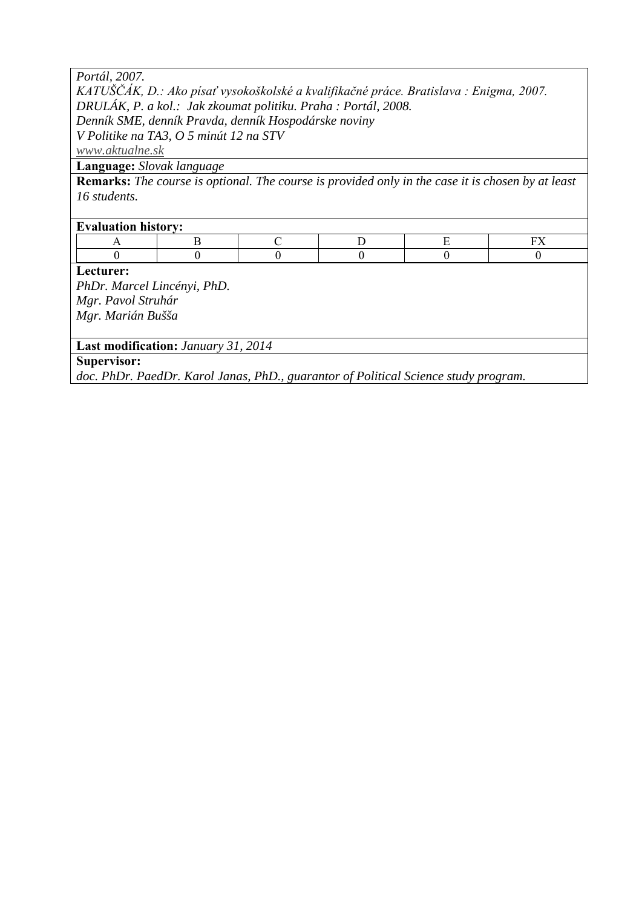*Portál, 2007.*
*KATUŠČÁK, D.: Ako písať vysokoškolské a kvalifikačné práce. Bratislava : Enigma, 2007.*
*DRULÁK, P. a kol.: Jak zkoumat politiku. Praha : Portál, 2008.*
*Denník SME, denník Pravda, denník Hospodárske noviny*
*V Politike na TA3, O 5 minút 12 na STV*
*www.aktualne.sk*

**Language:** *Slovak language*

**Remarks:** *The course is optional. The course is provided only in the case it is chosen by at least 16 students.*

**Evaluation history:**

| A | B | C | D | E | FX |
|---|---|---|---|---|---|
| 0 | 0 | 0 | 0 | 0 | 0 |

**Lecturer:**
*PhDr. Marcel Lincényi, PhD.*
*Mgr. Pavol Struhár*
*Mgr. Marián Bušša*

**Last modification:** *January 31, 2014*

**Supervisor:**
*doc. PhDr. PaedDr. Karol Janas, PhD., guarantor of Political Science study program.*